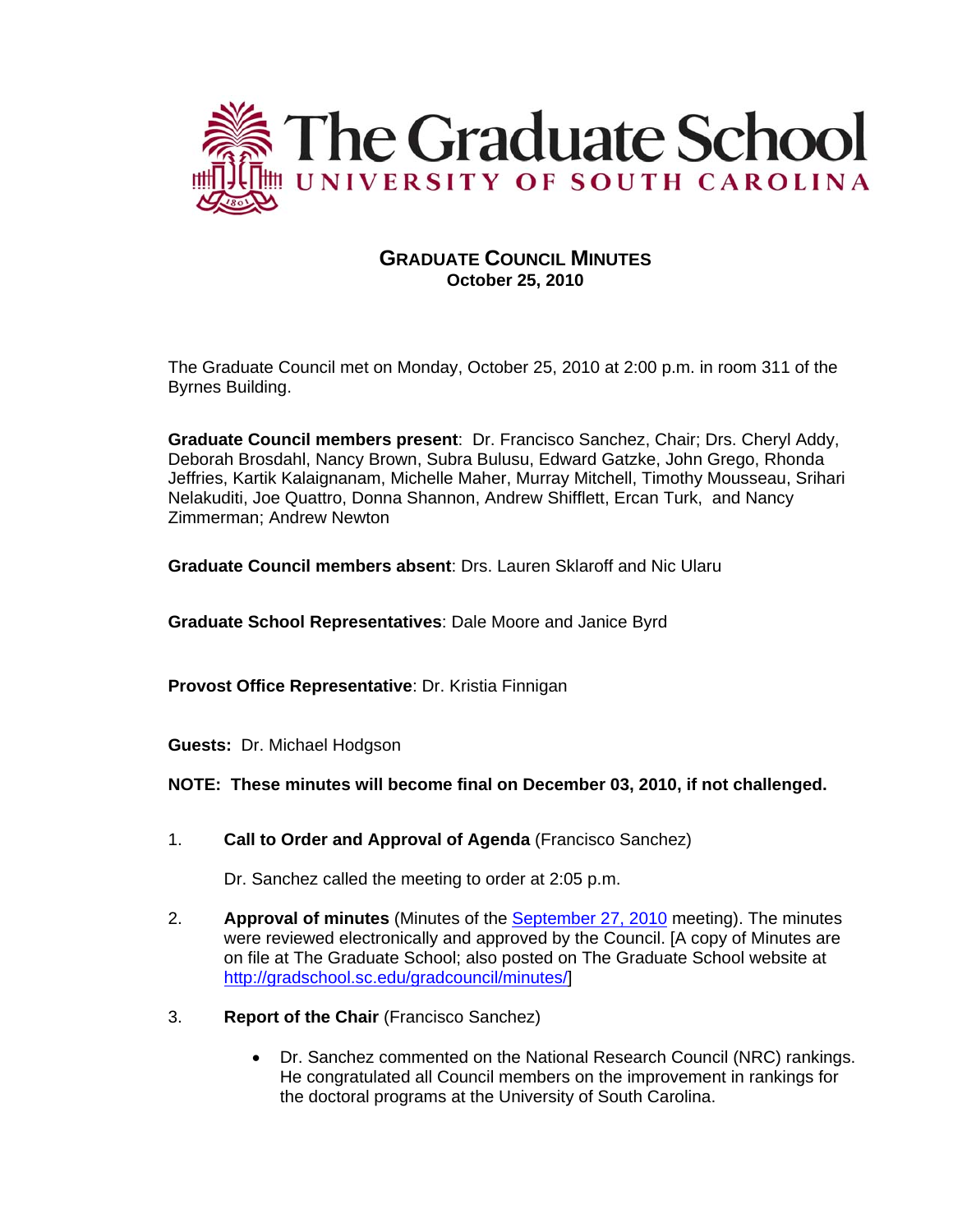# The Graduate School
UNIVERSITY OF SOUTH CAROLINA

## GRADUATE COUNCIL MINUTES
**October 25, 2010**

The Graduate Council met on Monday, October 25, 2010 at 2:00 p.m. in room 311 of the Byrnes Building.

**Graduate Council members present**: Dr. Francisco Sanchez, Chair; Drs. Cheryl Addy, Deborah Brosdahl, Nancy Brown, Subra Bulusu, Edward Gatzke, John Grego, Rhonda Jeffries, Kartik Kalaignanam, Michelle Maher, Murray Mitchell, Timothy Mousseau, Srihari Nelakuditi, Joe Quattro, Donna Shannon, Andrew Shifflett, Ercan Turk, and Nancy Zimmerman; Andrew Newton

**Graduate Council members absent**: Drs. Lauren Sklaroff and Nic Ularu

**Graduate School Representatives**: Dale Moore and Janice Byrd

**Provost Office Representative**: Dr. Kristia Finnigan

**Guests:** Dr. Michael Hodgson

**NOTE: These minutes will become final on December 03, 2010, if not challenged.**

1. **Call to Order and Approval of Agenda** (Francisco Sanchez)

   Dr. Sanchez called the meeting to order at 2:05 p.m.

2. **Approval of minutes** (Minutes of the September 27, 2010 meeting). The minutes were reviewed electronically and approved by the Council. [A copy of Minutes are on file at The Graduate School; also posted on The Graduate School website at http://gradschool.sc.edu/gradcouncil/minutes/]

3. **Report of the Chair** (Francisco Sanchez)

   - Dr. Sanchez commented on the National Research Council (NRC) rankings. He congratulated all Council members on the improvement in rankings for the doctoral programs at the University of South Carolina.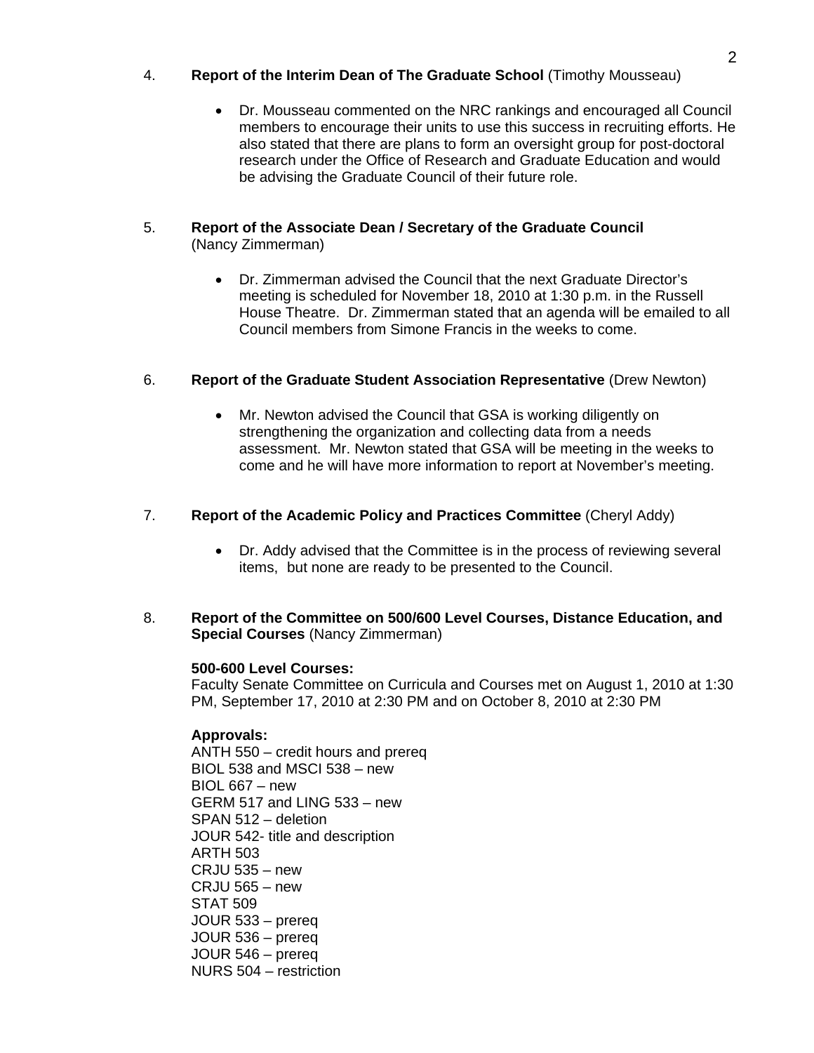4. **Report of the Interim Dean of The Graduate School** (Timothy Mousseau)

- Dr. Mousseau commented on the NRC rankings and encouraged all Council members to encourage their units to use this success in recruiting efforts. He also stated that there are plans to form an oversight group for post-doctoral research under the Office of Research and Graduate Education and would be advising the Graduate Council of their future role.

5. **Report of the Associate Dean / Secretary of the Graduate Council** (Nancy Zimmerman)

- Dr. Zimmerman advised the Council that the next Graduate Director's meeting is scheduled for November 18, 2010 at 1:30 p.m. in the Russell House Theatre. Dr. Zimmerman stated that an agenda will be emailed to all Council members from Simone Francis in the weeks to come.

6. **Report of the Graduate Student Association Representative** (Drew Newton)

- Mr. Newton advised the Council that GSA is working diligently on strengthening the organization and collecting data from a needs assessment. Mr. Newton stated that GSA will be meeting in the weeks to come and he will have more information to report at November's meeting.

7. **Report of the Academic Policy and Practices Committee** (Cheryl Addy)

- Dr. Addy advised that the Committee is in the process of reviewing several items, but none are ready to be presented to the Council.

8. **Report of the Committee on 500/600 Level Courses, Distance Education, and Special Courses** (Nancy Zimmerman)

**500-600 Level Courses:**
Faculty Senate Committee on Curricula and Courses met on August 1, 2010 at 1:30 PM, September 17, 2010 at 2:30 PM and on October 8, 2010 at 2:30 PM

**Approvals:**
ANTH 550 – credit hours and prereq
BIOL 538 and MSCI 538 – new
BIOL 667 – new
GERM 517 and LING 533 – new
SPAN 512 – deletion
JOUR 542- title and description
ARTH 503
CRJU 535 – new
CRJU 565 – new
STAT 509
JOUR 533 – prereq
JOUR 536 – prereq
JOUR 546 – prereq
NURS 504 – restriction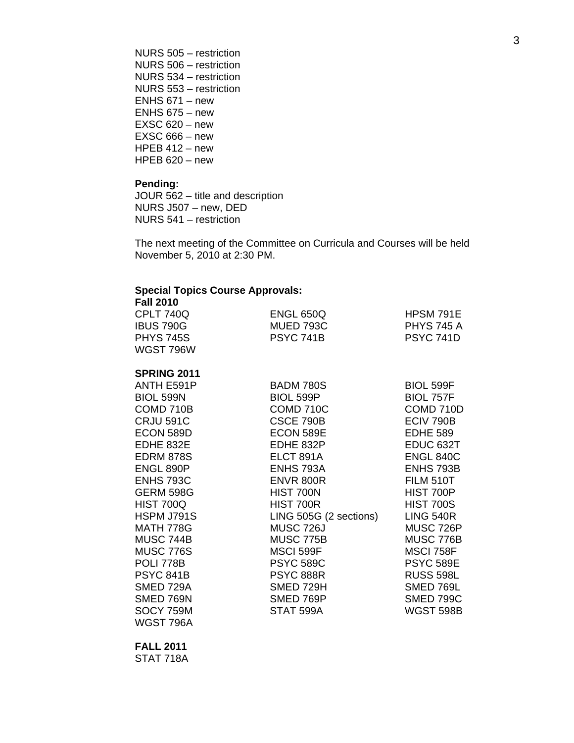NURS 505 – restriction
NURS 506 – restriction
NURS 534 – restriction
NURS 553 – restriction
ENHS 671 – new
ENHS 675 – new
EXSC 620 – new
EXSC 666 – new
HPEB 412 – new
HPEB 620 – new

**Pending:**
JOUR 562 – title and description
NURS J507 – new, DED
NURS 541 – restriction

The next meeting of the Committee on Curricula and Courses will be held November 5, 2010 at 2:30 PM.

**Special Topics Course Approvals:**

**Fall 2010**

| | | |
|---|---|---|
| CPLT 740Q | ENGL 650Q | HPSM 791E |
| IBUS 790G | MUED 793C | PHYS 745 A |
| PHYS 745S | PSYC 741B | PSYC 741D |
| WGST 796W | | |

**SPRING 2011**

| | | |
|---|---|---|
| ANTH E591P | BADM 780S | BIOL 599F |
| BIOL 599N | BIOL 599P | BIOL 757F |
| COMD 710B | COMD 710C | COMD 710D |
| CRJU 591C | CSCE 790B | ECIV 790B |
| ECON 589D | ECON 589E | EDHE 589 |
| EDHE 832E | EDHE 832P | EDUC 632T |
| EDRM 878S | ELCT 891A | ENGL 840C |
| ENGL 890P | ENHS 793A | ENHS 793B |
| ENHS 793C | ENVR 800R | FILM 510T |
| GERM 598G | HIST 700N | HIST 700P |
| HIST 700Q | HIST 700R | HIST 700S |
| HSPM J791S | LING 505G (2 sections) | LING 540R |
| MATH 778G | MUSC 726J | MUSC 726P |
| MUSC 744B | MUSC 775B | MUSC 776B |
| MUSC 776S | MSCI 599F | MSCI 758F |
| POLI 778B | PSYC 589C | PSYC 589E |
| PSYC 841B | PSYC 888R | RUSS 598L |
| SMED 729A | SMED 729H | SMED 769L |
| SMED 769N | SMED 769P | SMED 799C |
| SOCY 759M | STAT 599A | WGST 598B |
| WGST 796A | | |

**FALL 2011**
STAT 718A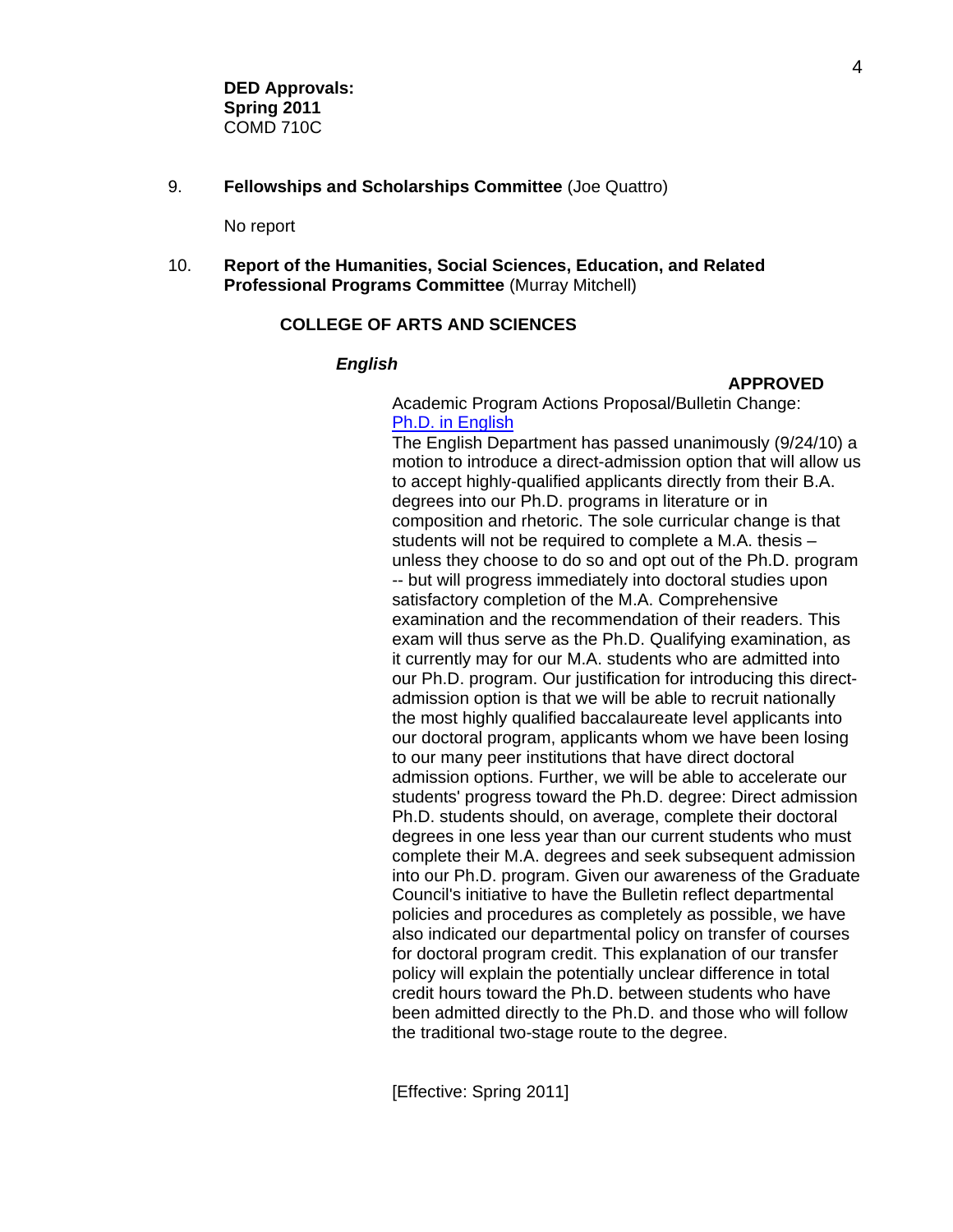**DED Approvals:**
**Spring 2011**
COMD 710C

9. **Fellowships and Scholarships Committee** (Joe Quattro)

No report

10. **Report of the Humanities, Social Sciences, Education, and Related Professional Programs Committee** (Murray Mitchell)

**COLLEGE OF ARTS AND SCIENCES**

***English***

**APPROVED**

Academic Program Actions Proposal/Bulletin Change: Ph.D. in English

The English Department has passed unanimously (9/24/10) a motion to introduce a direct-admission option that will allow us to accept highly-qualified applicants directly from their B.A. degrees into our Ph.D. programs in literature or in composition and rhetoric. The sole curricular change is that students will not be required to complete a M.A. thesis –-- unless they choose to do so and opt out of the Ph.D. program -- but will progress immediately into doctoral studies upon satisfactory completion of the M.A. Comprehensive examination and the recommendation of their readers. This exam will thus serve as the Ph.D. Qualifying examination, as it currently may for our M.A. students who are admitted into our Ph.D. program. Our justification for introducing this direct-admission option is that we will be able to recruit nationally the most highly qualified baccalaureate level applicants into our doctoral program, applicants whom we have been losing to our many peer institutions that have direct doctoral admission options. Further, we will be able to accelerate our students' progress toward the Ph.D. degree: Direct admission Ph.D. students should, on average, complete their doctoral degrees in one less year than our current students who must complete their M.A. degrees and seek subsequent admission into our Ph.D. program. Given our awareness of the Graduate Council's initiative to have the Bulletin reflect departmental policies and procedures as completely as possible, we have also indicated our departmental policy on transfer of courses for doctoral program credit. This explanation of our transfer policy will explain the potentially unclear difference in total credit hours toward the Ph.D. between students who have been admitted directly to the Ph.D. and those who will follow the traditional two-stage route to the degree.

[Effective: Spring 2011]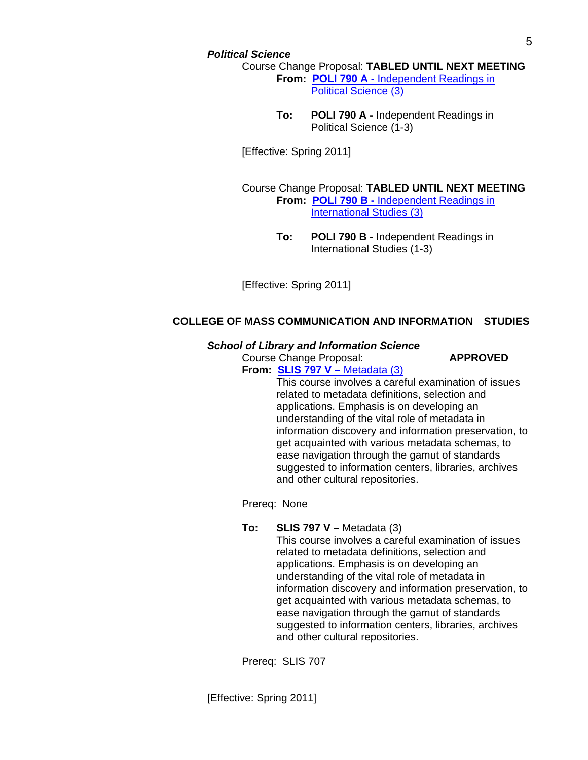*Political Science*

Course Change Proposal: **TABLED UNTIL NEXT MEETING**

**From:** **POLI 790 A -** Independent Readings in Political Science (3)

**To:** **POLI 790 A -** Independent Readings in Political Science (1-3)

[Effective: Spring 2011]

Course Change Proposal: **TABLED UNTIL NEXT MEETING**

**From:** **POLI 790 B -** Independent Readings in International Studies (3)

**To:** **POLI 790 B -** Independent Readings in International Studies (1-3)

[Effective: Spring 2011]

**COLLEGE OF MASS COMMUNICATION AND INFORMATION STUDIES**

***School of Library and Information Science***

Course Change Proposal: **APPROVED**

**From:** **SLIS 797 V –** Metadata (3)

This course involves a careful examination of issues related to metadata definitions, selection and applications. Emphasis is on developing an understanding of the vital role of metadata in information discovery and information preservation, to get acquainted with various metadata schemas, to ease navigation through the gamut of standards suggested to information centers, libraries, archives and other cultural repositories.

Prereq: None

**To:** **SLIS 797 V –** Metadata (3)

This course involves a careful examination of issues related to metadata definitions, selection and applications. Emphasis is on developing an understanding of the vital role of metadata in information discovery and information preservation, to get acquainted with various metadata schemas, to ease navigation through the gamut of standards suggested to information centers, libraries, archives and other cultural repositories.

Prereq: SLIS 707

[Effective: Spring 2011]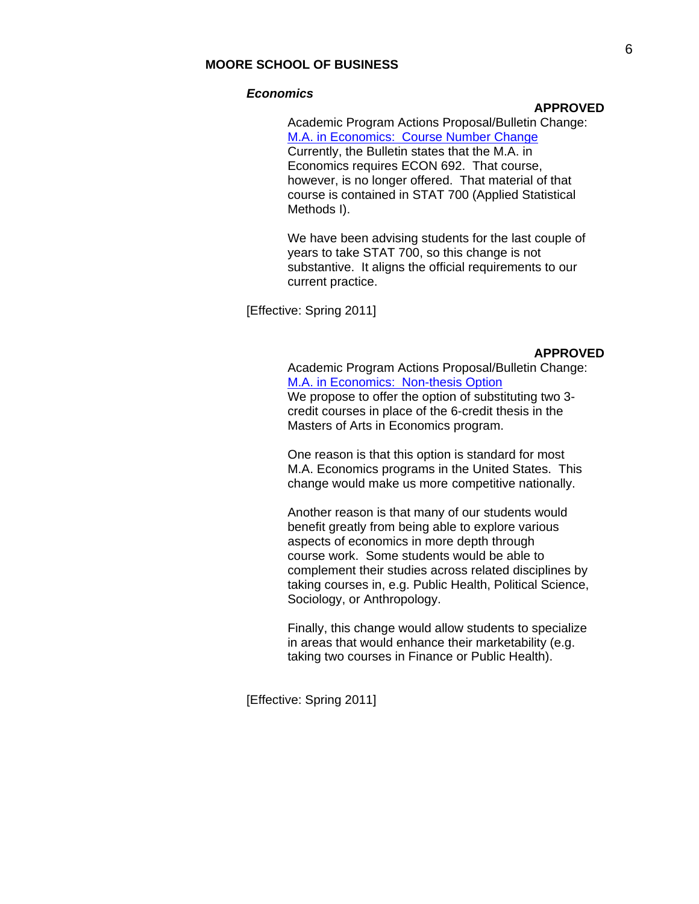## MOORE SCHOOL OF BUSINESS

### *Economics*

**APPROVED**

Academic Program Actions Proposal/Bulletin Change: M.A. in Economics: Course Number Change
Currently, the Bulletin states that the M.A. in Economics requires ECON 692. That course, however, is no longer offered. That material of that course is contained in STAT 700 (Applied Statistical Methods I).

We have been advising students for the last couple of years to take STAT 700, so this change is not substantive. It aligns the official requirements to our current practice.

[Effective: Spring 2011]

**APPROVED**

Academic Program Actions Proposal/Bulletin Change: M.A. in Economics: Non-thesis Option
We propose to offer the option of substituting two 3-credit courses in place of the 6-credit thesis in the Masters of Arts in Economics program.

One reason is that this option is standard for most M.A. Economics programs in the United States. This change would make us more competitive nationally.

Another reason is that many of our students would benefit greatly from being able to explore various aspects of economics in more depth through course work. Some students would be able to complement their studies across related disciplines by taking courses in, e.g. Public Health, Political Science, Sociology, or Anthropology.

Finally, this change would allow students to specialize in areas that would enhance their marketability (e.g. taking two courses in Finance or Public Health).

[Effective: Spring 2011]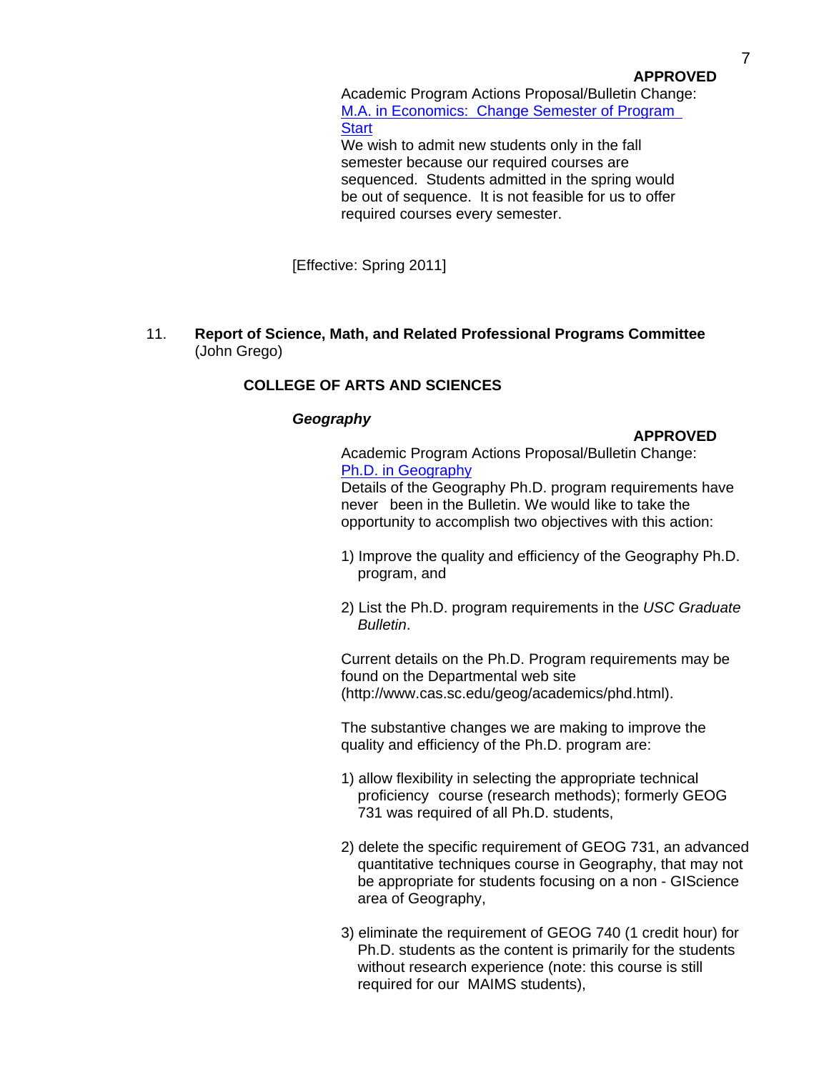**APPROVED**

Academic Program Actions Proposal/Bulletin Change: [M.A. in Economics: Change Semester of Program Start]

We wish to admit new students only in the fall semester because our required courses are sequenced. Students admitted in the spring would be out of sequence. It is not feasible for us to offer required courses every semester.

[Effective: Spring 2011]

11. **Report of Science, Math, and Related Professional Programs Committee** (John Grego)

**COLLEGE OF ARTS AND SCIENCES**

***Geography***

**APPROVED**

Academic Program Actions Proposal/Bulletin Change: [Ph.D. in Geography]

Details of the Geography Ph.D. program requirements have never been in the Bulletin. We would like to take the opportunity to accomplish two objectives with this action:

1) Improve the quality and efficiency of the Geography Ph.D. program, and

2) List the Ph.D. program requirements in the *USC Graduate Bulletin*.

Current details on the Ph.D. Program requirements may be found on the Departmental web site (http://www.cas.sc.edu/geog/academics/phd.html).

The substantive changes we are making to improve the quality and efficiency of the Ph.D. program are:

1) allow flexibility in selecting the appropriate technical proficiency course (research methods); formerly GEOG 731 was required of all Ph.D. students,

2) delete the specific requirement of GEOG 731, an advanced quantitative techniques course in Geography, that may not be appropriate for students focusing on a non - GIScience area of Geography,

3) eliminate the requirement of GEOG 740 (1 credit hour) for Ph.D. students as the content is primarily for the students without research experience (note: this course is still required for our MAIMS students),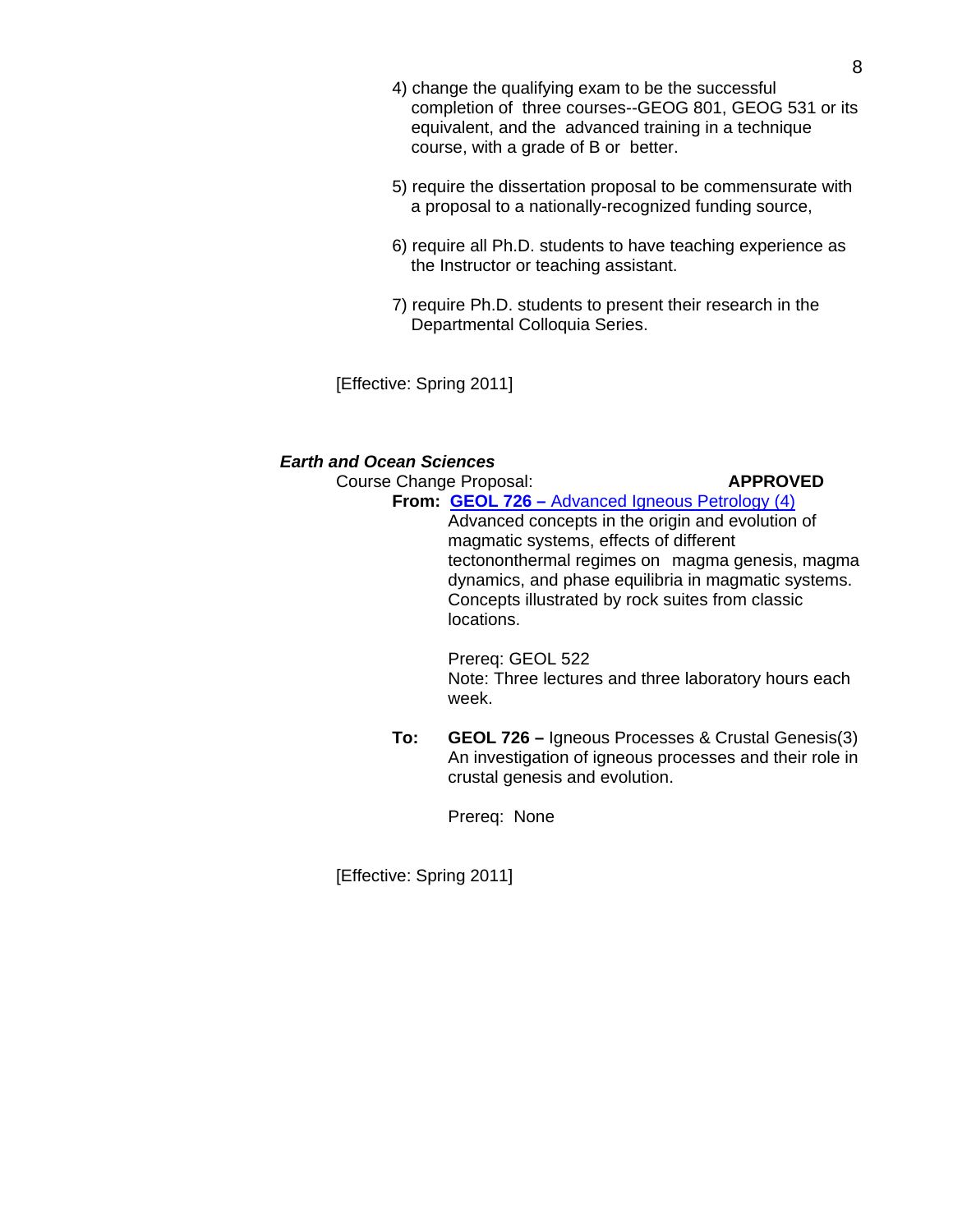4) change the qualifying exam to be the successful completion of three courses--GEOG 801, GEOG 531 or its equivalent, and the advanced training in a technique course, with a grade of B or better.

5) require the dissertation proposal to be commensurate with a proposal to a nationally-recognized funding source,

6) require all Ph.D. students to have teaching experience as the Instructor or teaching assistant.

7) require Ph.D. students to present their research in the Departmental Colloquia Series.

[Effective: Spring 2011]

***Earth and Ocean Sciences***

Course Change Proposal: **APPROVED**

**From:** **GEOL 726 –** Advanced Igneous Petrology (4)

Advanced concepts in the origin and evolution of magmatic systems, effects of different tectononthermal regimes on magma genesis, magma dynamics, and phase equilibria in magmatic systems. Concepts illustrated by rock suites from classic locations.

Prereq: GEOL 522
Note: Three lectures and three laboratory hours each week.

**To:** **GEOL 726 –** Igneous Processes & Crustal Genesis(3)

An investigation of igneous processes and their role in crustal genesis and evolution.

Prereq: None

[Effective: Spring 2011]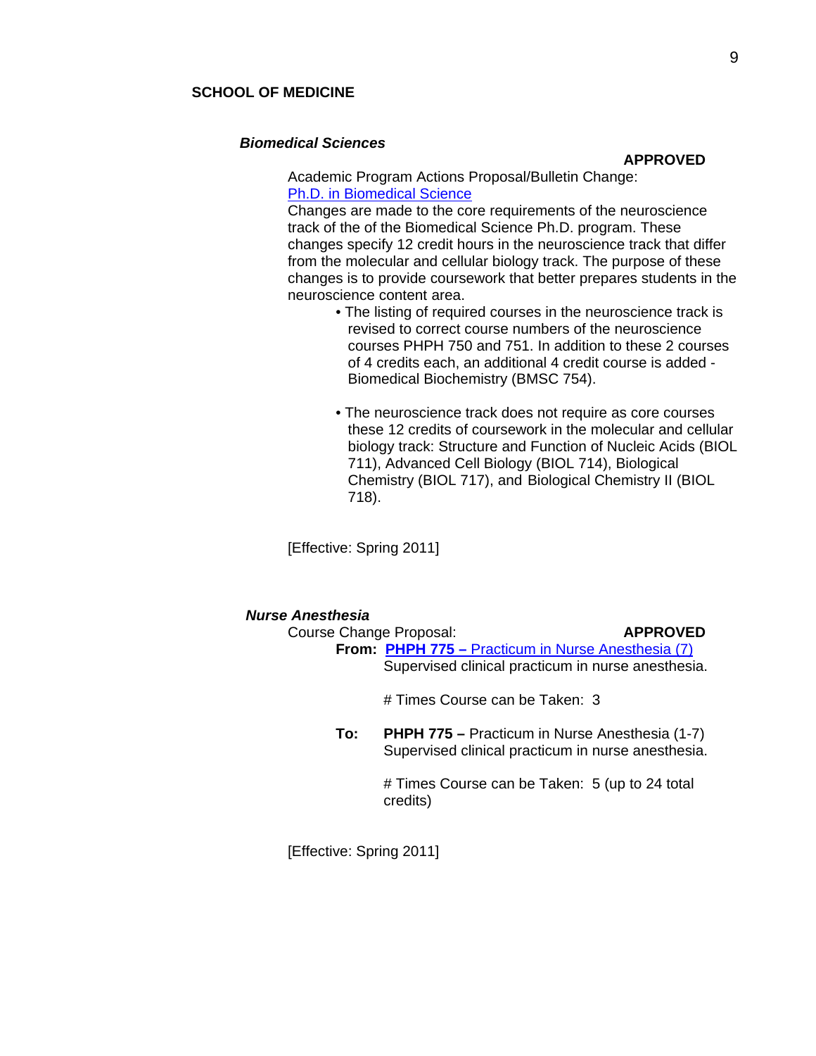## SCHOOL OF MEDICINE

### *Biomedical Sciences*

**APPROVED**

Academic Program Actions Proposal/Bulletin Change:
Ph.D. in Biomedical Science

Changes are made to the core requirements of the neuroscience track of the of the Biomedical Science Ph.D. program. These changes specify 12 credit hours in the neuroscience track that differ from the molecular and cellular biology track. The purpose of these changes is to provide coursework that better prepares students in the neuroscience content area.

- The listing of required courses in the neuroscience track is revised to correct course numbers of the neuroscience courses PHPH 750 and 751. In addition to these 2 courses of 4 credits each, an additional 4 credit course is added - Biomedical Biochemistry (BMSC 754).

- The neuroscience track does not require as core courses these 12 credits of coursework in the molecular and cellular biology track: Structure and Function of Nucleic Acids (BIOL 711), Advanced Cell Biology (BIOL 714), Biological Chemistry (BIOL 717), and Biological Chemistry II (BIOL 718).

[Effective: Spring 2011]

### *Nurse Anesthesia*

Course Change Proposal: **APPROVED**

**From:** **PHPH 775 –** Practicum in Nurse Anesthesia (7)
Supervised clinical practicum in nurse anesthesia.

# Times Course can be Taken: 3

**To:** **PHPH 775 –** Practicum in Nurse Anesthesia (1-7)
Supervised clinical practicum in nurse anesthesia.

# Times Course can be Taken: 5 (up to 24 total credits)

[Effective: Spring 2011]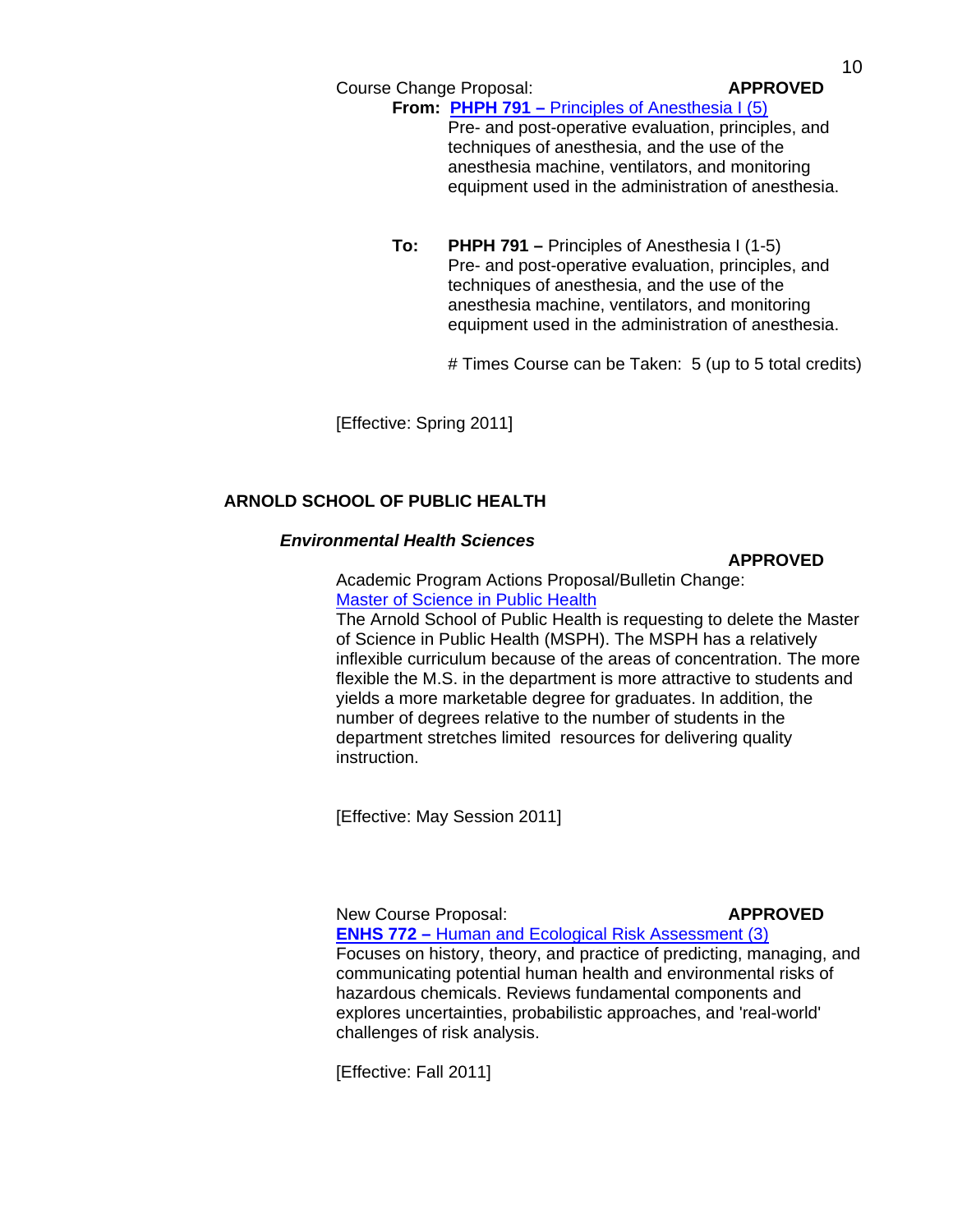Course Change Proposal: **APPROVED**

**From:** **PHPH 791 –** Principles of Anesthesia I (5)
Pre- and post-operative evaluation, principles, and techniques of anesthesia, and the use of the anesthesia machine, ventilators, and monitoring equipment used in the administration of anesthesia.

**To:** **PHPH 791 –** Principles of Anesthesia I (1-5)
Pre- and post-operative evaluation, principles, and techniques of anesthesia, and the use of the anesthesia machine, ventilators, and monitoring equipment used in the administration of anesthesia.

# Times Course can be Taken: 5 (up to 5 total credits)

[Effective: Spring 2011]

## ARNOLD SCHOOL OF PUBLIC HEALTH

### *Environmental Health Sciences*

**APPROVED**

Academic Program Actions Proposal/Bulletin Change:
Master of Science in Public Health
The Arnold School of Public Health is requesting to delete the Master of Science in Public Health (MSPH). The MSPH has a relatively inflexible curriculum because of the areas of concentration. The more flexible the M.S. in the department is more attractive to students and yields a more marketable degree for graduates. In addition, the number of degrees relative to the number of students in the department stretches limited resources for delivering quality instruction.

[Effective: May Session 2011]

New Course Proposal: **APPROVED**

**ENHS 772 –** Human and Ecological Risk Assessment (3)
Focuses on history, theory, and practice of predicting, managing, and communicating potential human health and environmental risks of hazardous chemicals. Reviews fundamental components and explores uncertainties, probabilistic approaches, and 'real-world' challenges of risk analysis.

[Effective: Fall 2011]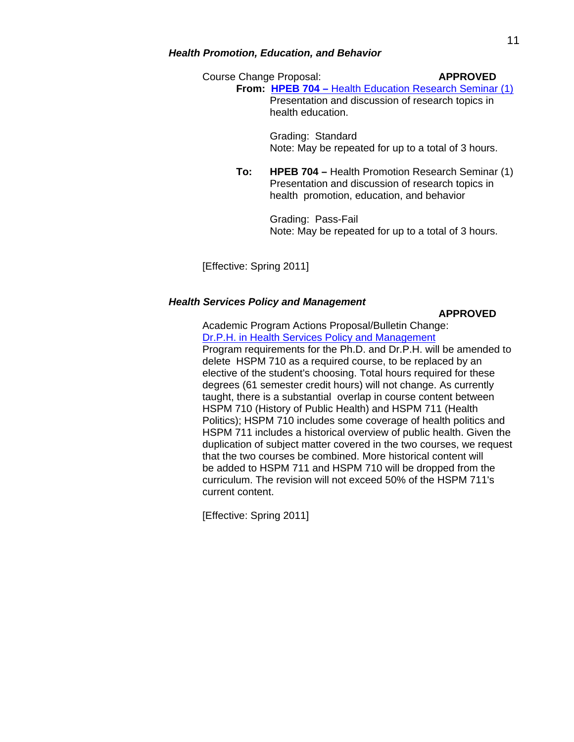***Health Promotion, Education, and Behavior***

Course Change Proposal: **APPROVED**

**From:** **HPEB 704 –** Health Education Research Seminar (1)
Presentation and discussion of research topics in health education.

Grading: Standard
Note: May be repeated for up to a total of 3 hours.

**To:** **HPEB 704 –** Health Promotion Research Seminar (1)
Presentation and discussion of research topics in health promotion, education, and behavior

Grading: Pass-Fail
Note: May be repeated for up to a total of 3 hours.

[Effective: Spring 2011]

***Health Services Policy and Management***

**APPROVED**

Academic Program Actions Proposal/Bulletin Change:
Dr.P.H. in Health Services Policy and Management
Program requirements for the Ph.D. and Dr.P.H. will be amended to delete HSPM 710 as a required course, to be replaced by an elective of the student's choosing. Total hours required for these degrees (61 semester credit hours) will not change. As currently taught, there is a substantial overlap in course content between HSPM 710 (History of Public Health) and HSPM 711 (Health Politics); HSPM 710 includes some coverage of health politics and HSPM 711 includes a historical overview of public health. Given the duplication of subject matter covered in the two courses, we request that the two courses be combined. More historical content will be added to HSPM 711 and HSPM 710 will be dropped from the curriculum. The revision will not exceed 50% of the HSPM 711's current content.

[Effective: Spring 2011]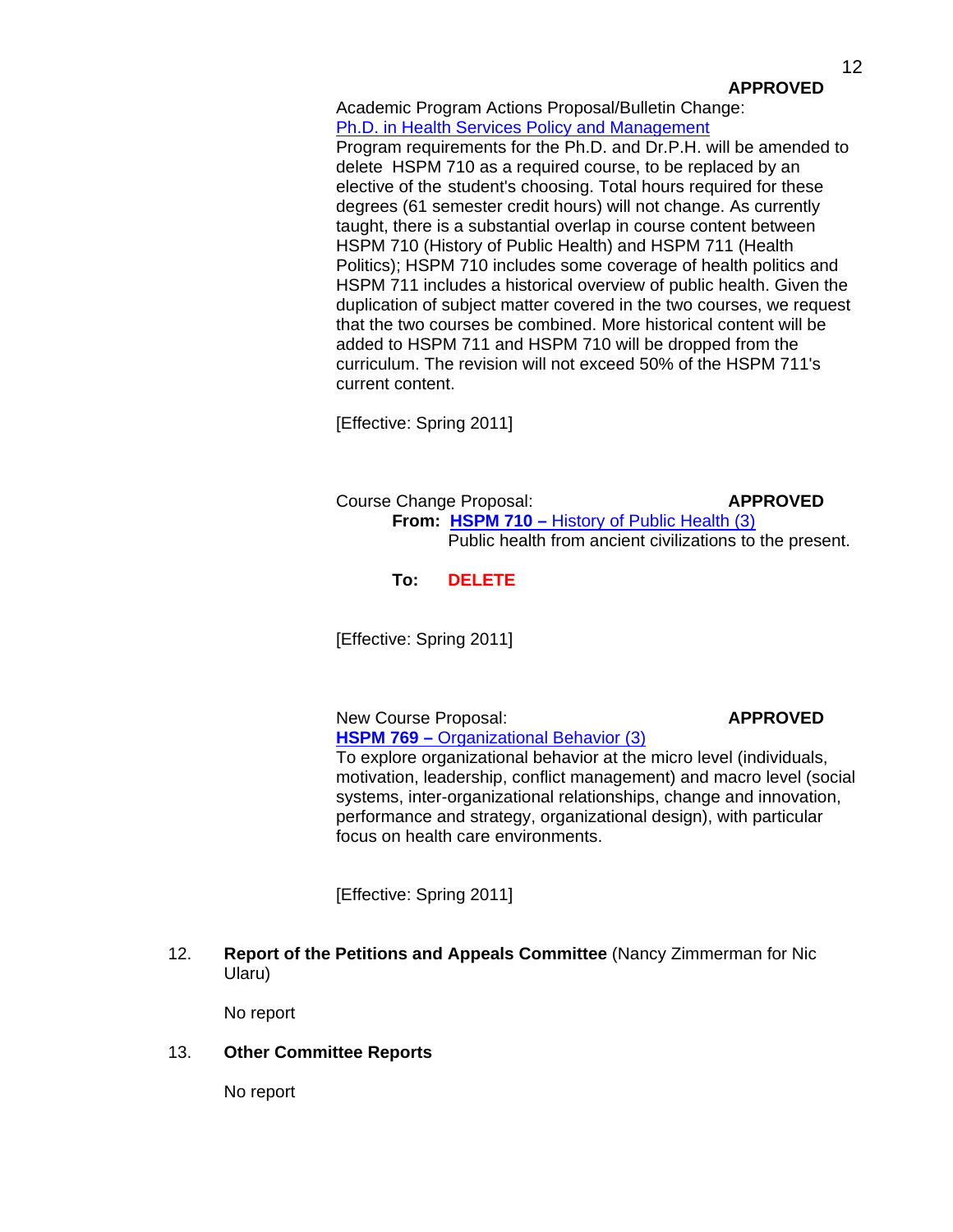**APPROVED**

Academic Program Actions Proposal/Bulletin Change:
Ph.D. in Health Services Policy and Management
Program requirements for the Ph.D. and Dr.P.H. will be amended to delete HSPM 710 as a required course, to be replaced by an elective of the student's choosing. Total hours required for these degrees (61 semester credit hours) will not change. As currently taught, there is a substantial overlap in course content between HSPM 710 (History of Public Health) and HSPM 711 (Health Politics); HSPM 710 includes some coverage of health politics and HSPM 711 includes a historical overview of public health. Given the duplication of subject matter covered in the two courses, we request that the two courses be combined. More historical content will be added to HSPM 711 and HSPM 710 will be dropped from the curriculum. The revision will not exceed 50% of the HSPM 711's current content.

[Effective: Spring 2011]

Course Change Proposal: **APPROVED**

**From:** **HSPM 710 –** History of Public Health (3)
Public health from ancient civilizations to the present.

**To:** **DELETE**

[Effective: Spring 2011]

New Course Proposal: **APPROVED**

**HSPM 769 –** Organizational Behavior (3)
To explore organizational behavior at the micro level (individuals, motivation, leadership, conflict management) and macro level (social systems, inter-organizational relationships, change and innovation, performance and strategy, organizational design), with particular focus on health care environments.

[Effective: Spring 2011]

12. **Report of the Petitions and Appeals Committee** (Nancy Zimmerman for Nic Ularu)

    No report

13. **Other Committee Reports**

    No report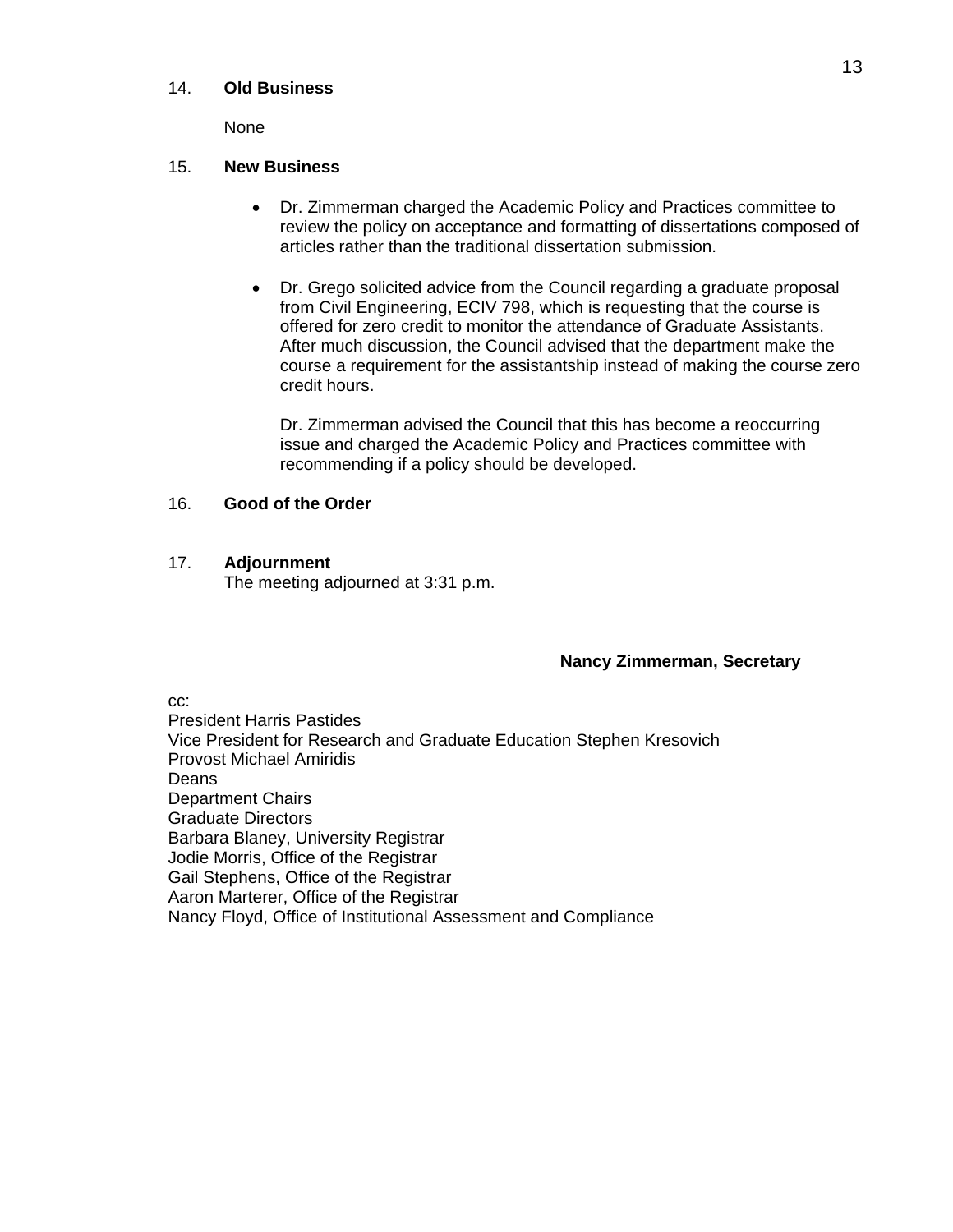14. **Old Business**

None

15. **New Business**

- Dr. Zimmerman charged the Academic Policy and Practices committee to review the policy on acceptance and formatting of dissertations composed of articles rather than the traditional dissertation submission.

- Dr. Grego solicited advice from the Council regarding a graduate proposal from Civil Engineering, ECIV 798, which is requesting that the course is offered for zero credit to monitor the attendance of Graduate Assistants. After much discussion, the Council advised that the department make the course a requirement for the assistantship instead of making the course zero credit hours.

  Dr. Zimmerman advised the Council that this has become a reoccurring issue and charged the Academic Policy and Practices committee with recommending if a policy should be developed.

16. **Good of the Order**

17. **Adjournment**
The meeting adjourned at 3:31 p.m.

**Nancy Zimmerman, Secretary**

cc:
President Harris Pastides
Vice President for Research and Graduate Education Stephen Kresovich
Provost Michael Amiridis
Deans
Department Chairs
Graduate Directors
Barbara Blaney, University Registrar
Jodie Morris, Office of the Registrar
Gail Stephens, Office of the Registrar
Aaron Marterer, Office of the Registrar
Nancy Floyd, Office of Institutional Assessment and Compliance